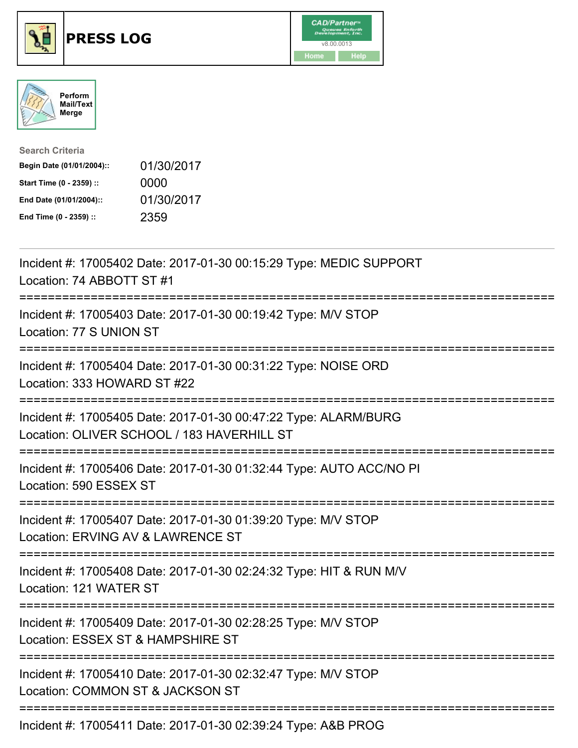# PRESS LOG

Perform Mail/Text Merge

**Search Criteria**

| | |
|---|---|
| **Begin Date (01/01/2004)::** | 01/30/2017 |
| **Start Time (0 - 2359) ::** | 0000 |
| **End Date (01/01/2004)::** | 01/30/2017 |
| **End Time (0 - 2359) ::** | 2359 |

---

Incident #: 17005402 Date: 2017-01-30 00:15:29 Type: MEDIC SUPPORT
Location: 74 ABBOTT ST #1

===========================================================================

Incident #: 17005403 Date: 2017-01-30 00:19:42 Type: M/V STOP
Location: 77 S UNION ST

===========================================================================

Incident #: 17005404 Date: 2017-01-30 00:31:22 Type: NOISE ORD
Location: 333 HOWARD ST #22

===========================================================================

Incident #: 17005405 Date: 2017-01-30 00:47:22 Type: ALARM/BURG
Location: OLIVER SCHOOL / 183 HAVERHILL ST

===========================================================================

Incident #: 17005406 Date: 2017-01-30 01:32:44 Type: AUTO ACC/NO PI
Location: 590 ESSEX ST

===========================================================================

Incident #: 17005407 Date: 2017-01-30 01:39:20 Type: M/V STOP
Location: ERVING AV & LAWRENCE ST

===========================================================================

Incident #: 17005408 Date: 2017-01-30 02:24:32 Type: HIT & RUN M/V
Location: 121 WATER ST

===========================================================================

Incident #: 17005409 Date: 2017-01-30 02:28:25 Type: M/V STOP
Location: ESSEX ST & HAMPSHIRE ST

===========================================================================

Incident #: 17005410 Date: 2017-01-30 02:32:47 Type: M/V STOP
Location: COMMON ST & JACKSON ST

===========================================================================

Incident #: 17005411 Date: 2017-01-30 02:39:24 Type: A&B PROG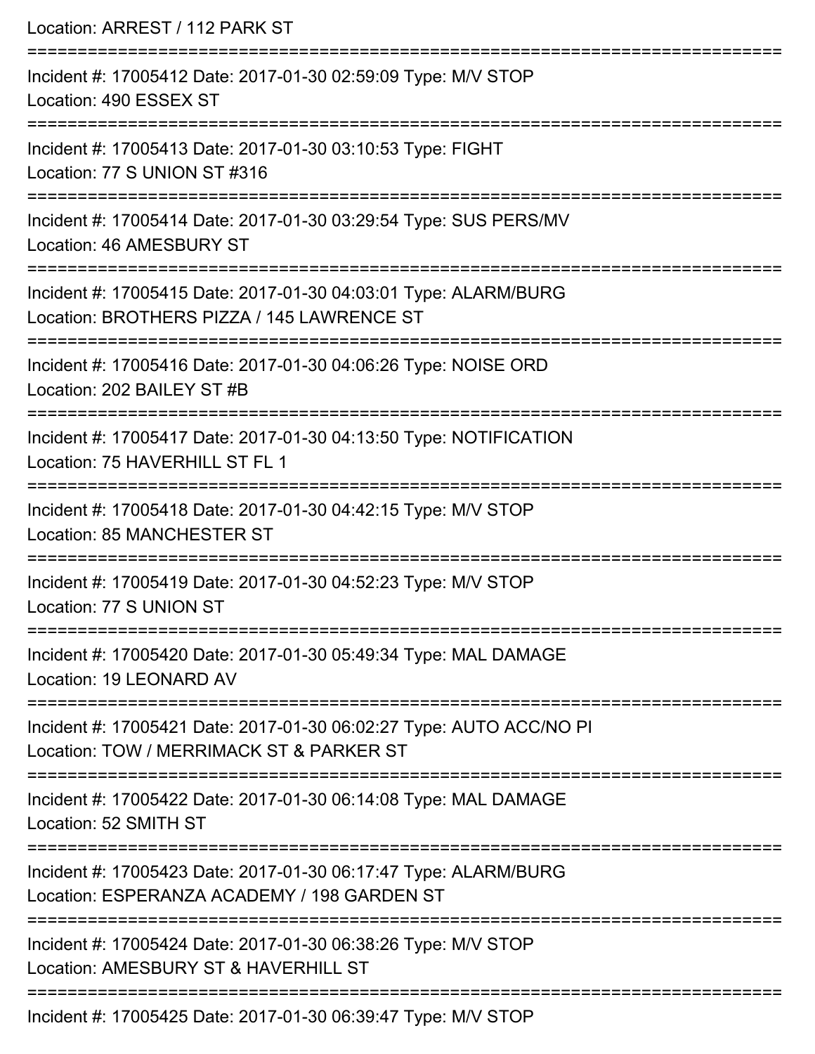Location: ARREST / 112 PARK ST

===========================================================================

Incident #: 17005412 Date: 2017-01-30 02:59:09 Type: M/V STOP
Location: 490 ESSEX ST

===========================================================================

Incident #: 17005413 Date: 2017-01-30 03:10:53 Type: FIGHT
Location: 77 S UNION ST #316

===========================================================================

Incident #: 17005414 Date: 2017-01-30 03:29:54 Type: SUS PERS/MV
Location: 46 AMESBURY ST

===========================================================================

Incident #: 17005415 Date: 2017-01-30 04:03:01 Type: ALARM/BURG
Location: BROTHERS PIZZA / 145 LAWRENCE ST

===========================================================================

Incident #: 17005416 Date: 2017-01-30 04:06:26 Type: NOISE ORD
Location: 202 BAILEY ST #B

===========================================================================

Incident #: 17005417 Date: 2017-01-30 04:13:50 Type: NOTIFICATION
Location: 75 HAVERHILL ST FL 1

===========================================================================

Incident #: 17005418 Date: 2017-01-30 04:42:15 Type: M/V STOP
Location: 85 MANCHESTER ST

===========================================================================

Incident #: 17005419 Date: 2017-01-30 04:52:23 Type: M/V STOP
Location: 77 S UNION ST

===========================================================================

Incident #: 17005420 Date: 2017-01-30 05:49:34 Type: MAL DAMAGE
Location: 19 LEONARD AV

===========================================================================

Incident #: 17005421 Date: 2017-01-30 06:02:27 Type: AUTO ACC/NO PI
Location: TOW / MERRIMACK ST & PARKER ST

===========================================================================

Incident #: 17005422 Date: 2017-01-30 06:14:08 Type: MAL DAMAGE
Location: 52 SMITH ST

===========================================================================

Incident #: 17005423 Date: 2017-01-30 06:17:47 Type: ALARM/BURG
Location: ESPERANZA ACADEMY / 198 GARDEN ST

===========================================================================

Incident #: 17005424 Date: 2017-01-30 06:38:26 Type: M/V STOP
Location: AMESBURY ST & HAVERHILL ST

===========================================================================

Incident #: 17005425 Date: 2017-01-30 06:39:47 Type: M/V STOP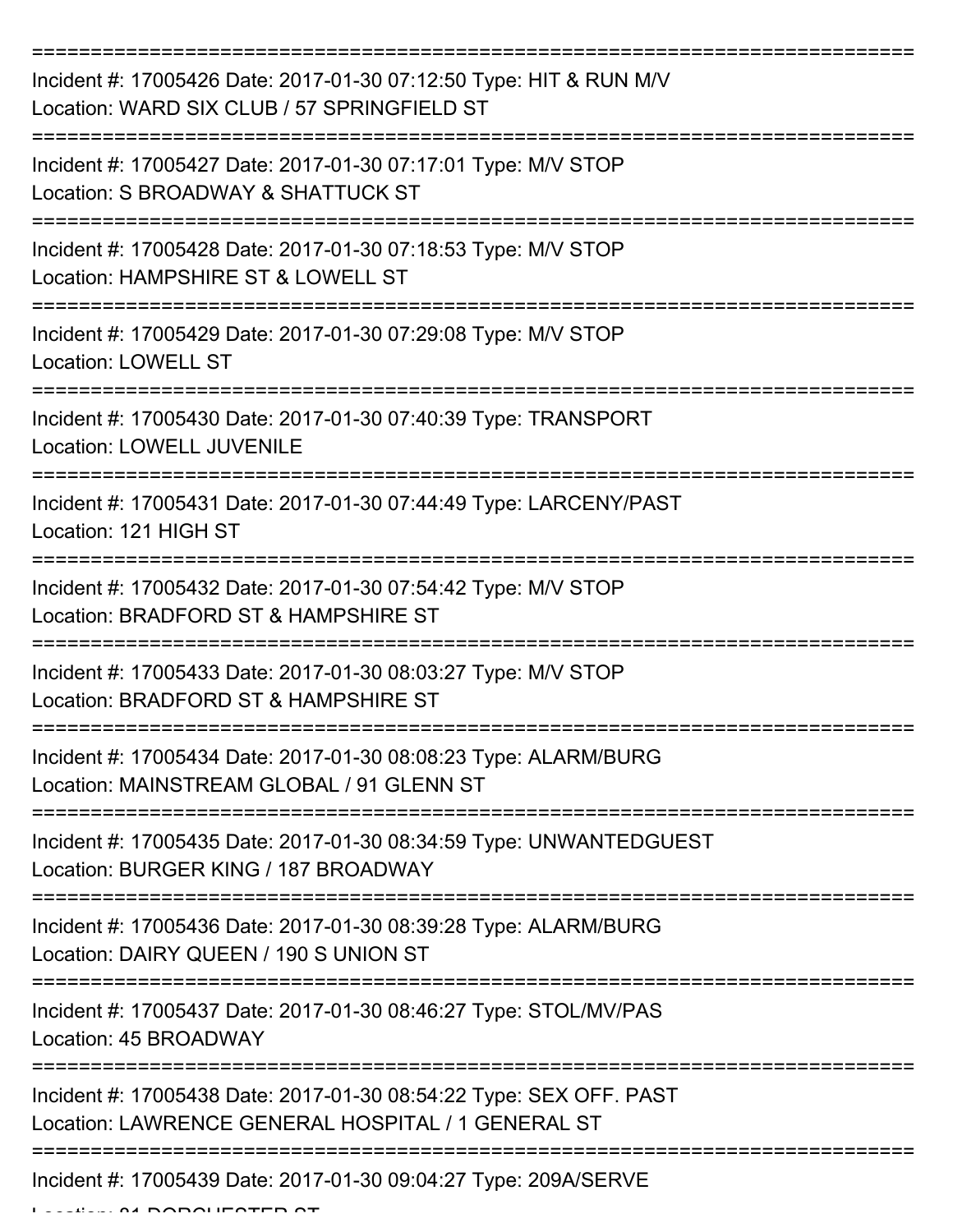Incident #: 17005426 Date: 2017-01-30 07:12:50 Type: HIT & RUN M/V
Location: WARD SIX CLUB / 57 SPRINGFIELD ST

Incident #: 17005427 Date: 2017-01-30 07:17:01 Type: M/V STOP
Location: S BROADWAY & SHATTUCK ST

Incident #: 17005428 Date: 2017-01-30 07:18:53 Type: M/V STOP
Location: HAMPSHIRE ST & LOWELL ST

Incident #: 17005429 Date: 2017-01-30 07:29:08 Type: M/V STOP
Location: LOWELL ST

Incident #: 17005430 Date: 2017-01-30 07:40:39 Type: TRANSPORT
Location: LOWELL JUVENILE

Incident #: 17005431 Date: 2017-01-30 07:44:49 Type: LARCENY/PAST
Location: 121 HIGH ST

Incident #: 17005432 Date: 2017-01-30 07:54:42 Type: M/V STOP
Location: BRADFORD ST & HAMPSHIRE ST

Incident #: 17005433 Date: 2017-01-30 08:03:27 Type: M/V STOP
Location: BRADFORD ST & HAMPSHIRE ST

Incident #: 17005434 Date: 2017-01-30 08:08:23 Type: ALARM/BURG
Location: MAINSTREAM GLOBAL / 91 GLENN ST

Incident #: 17005435 Date: 2017-01-30 08:34:59 Type: UNWANTEDGUEST
Location: BURGER KING / 187 BROADWAY

Incident #: 17005436 Date: 2017-01-30 08:39:28 Type: ALARM/BURG
Location: DAIRY QUEEN / 190 S UNION ST

Incident #: 17005437 Date: 2017-01-30 08:46:27 Type: STOL/MV/PAS
Location: 45 BROADWAY

Incident #: 17005438 Date: 2017-01-30 08:54:22 Type: SEX OFF. PAST
Location: LAWRENCE GENERAL HOSPITAL / 1 GENERAL ST

Incident #: 17005439 Date: 2017-01-30 09:04:27 Type: 209A/SERVE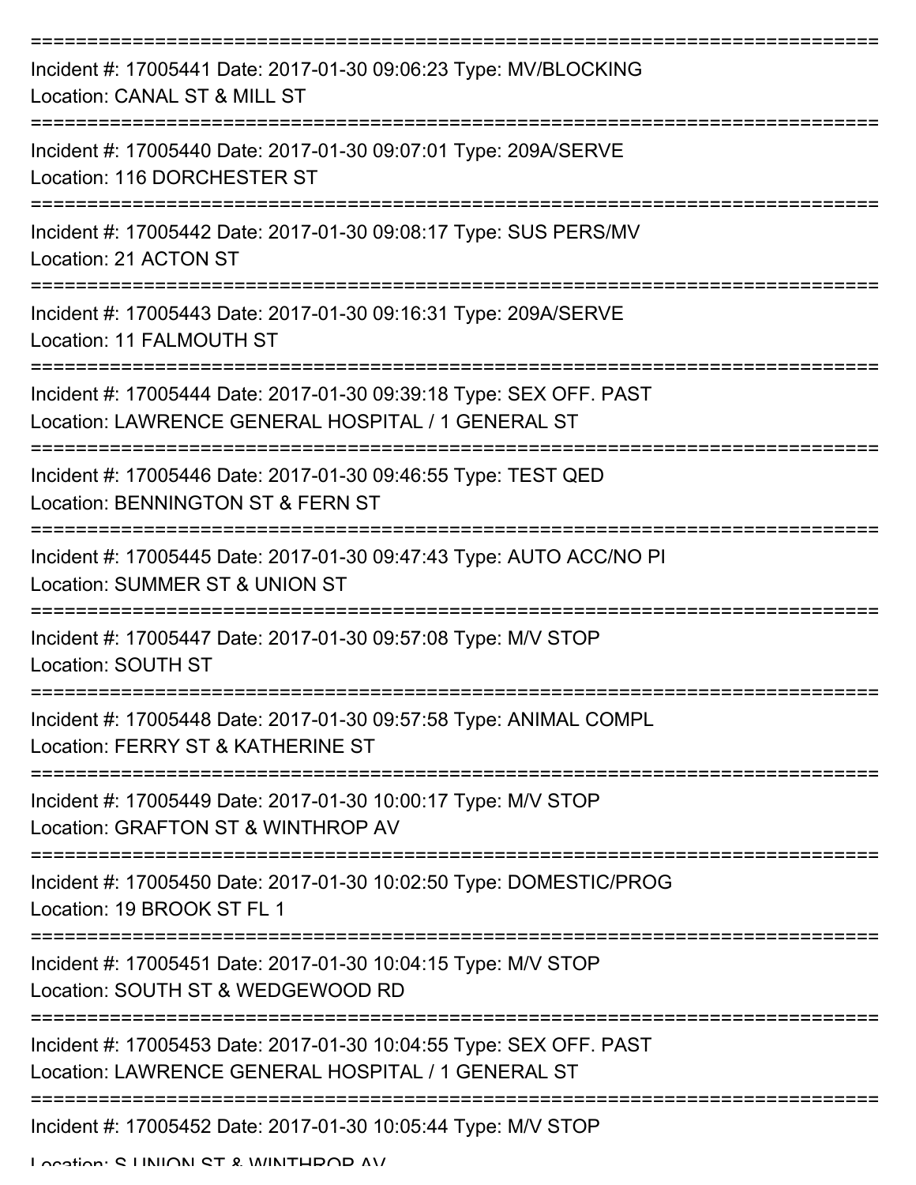Incident #: 17005441 Date: 2017-01-30 09:06:23 Type: MV/BLOCKING
Location: CANAL ST & MILL ST

Incident #: 17005440 Date: 2017-01-30 09:07:01 Type: 209A/SERVE
Location: 116 DORCHESTER ST

Incident #: 17005442 Date: 2017-01-30 09:08:17 Type: SUS PERS/MV
Location: 21 ACTON ST

Incident #: 17005443 Date: 2017-01-30 09:16:31 Type: 209A/SERVE
Location: 11 FALMOUTH ST

Incident #: 17005444 Date: 2017-01-30 09:39:18 Type: SEX OFF. PAST
Location: LAWRENCE GENERAL HOSPITAL / 1 GENERAL ST

Incident #: 17005446 Date: 2017-01-30 09:46:55 Type: TEST QED
Location: BENNINGTON ST & FERN ST

Incident #: 17005445 Date: 2017-01-30 09:47:43 Type: AUTO ACC/NO PI
Location: SUMMER ST & UNION ST

Incident #: 17005447 Date: 2017-01-30 09:57:08 Type: M/V STOP
Location: SOUTH ST

Incident #: 17005448 Date: 2017-01-30 09:57:58 Type: ANIMAL COMPL
Location: FERRY ST & KATHERINE ST

Incident #: 17005449 Date: 2017-01-30 10:00:17 Type: M/V STOP
Location: GRAFTON ST & WINTHROP AV

Incident #: 17005450 Date: 2017-01-30 10:02:50 Type: DOMESTIC/PROG
Location: 19 BROOK ST FL 1

Incident #: 17005451 Date: 2017-01-30 10:04:15 Type: M/V STOP
Location: SOUTH ST & WEDGEWOOD RD

Incident #: 17005453 Date: 2017-01-30 10:04:55 Type: SEX OFF. PAST
Location: LAWRENCE GENERAL HOSPITAL / 1 GENERAL ST

Incident #: 17005452 Date: 2017-01-30 10:05:44 Type: M/V STOP
Location: S UNION ST & WINTHROP AV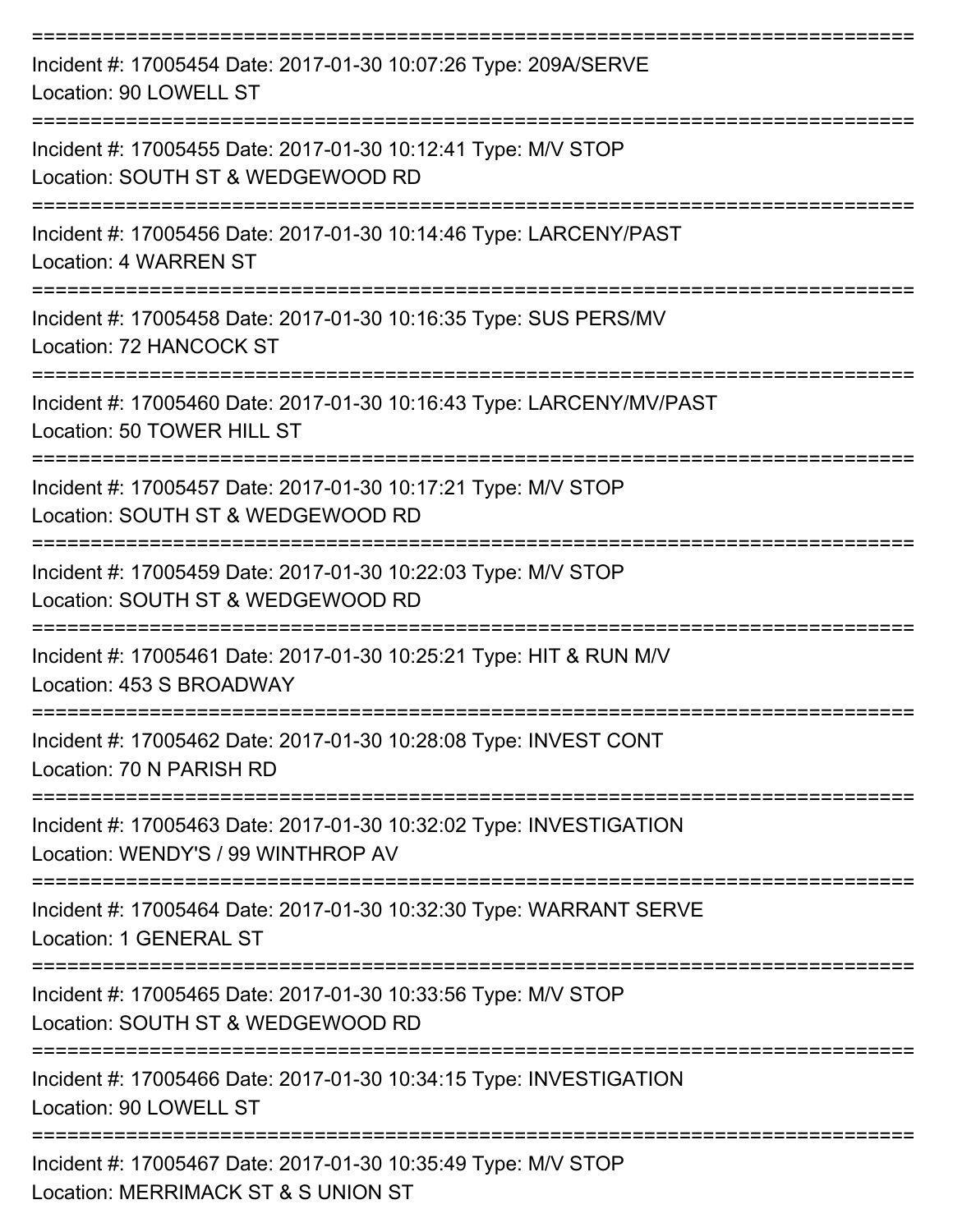===========================================================================

Incident #: 17005454 Date: 2017-01-30 10:07:26 Type: 209A/SERVE
Location: 90 LOWELL ST

===========================================================================

Incident #: 17005455 Date: 2017-01-30 10:12:41 Type: M/V STOP
Location: SOUTH ST & WEDGEWOOD RD

===========================================================================

Incident #: 17005456 Date: 2017-01-30 10:14:46 Type: LARCENY/PAST
Location: 4 WARREN ST

===========================================================================

Incident #: 17005458 Date: 2017-01-30 10:16:35 Type: SUS PERS/MV
Location: 72 HANCOCK ST

===========================================================================

Incident #: 17005460 Date: 2017-01-30 10:16:43 Type: LARCENY/MV/PAST
Location: 50 TOWER HILL ST

===========================================================================

Incident #: 17005457 Date: 2017-01-30 10:17:21 Type: M/V STOP
Location: SOUTH ST & WEDGEWOOD RD

===========================================================================

Incident #: 17005459 Date: 2017-01-30 10:22:03 Type: M/V STOP
Location: SOUTH ST & WEDGEWOOD RD

===========================================================================

Incident #: 17005461 Date: 2017-01-30 10:25:21 Type: HIT & RUN M/V
Location: 453 S BROADWAY

===========================================================================

Incident #: 17005462 Date: 2017-01-30 10:28:08 Type: INVEST CONT
Location: 70 N PARISH RD

===========================================================================

Incident #: 17005463 Date: 2017-01-30 10:32:02 Type: INVESTIGATION
Location: WENDY'S / 99 WINTHROP AV

===========================================================================

Incident #: 17005464 Date: 2017-01-30 10:32:30 Type: WARRANT SERVE
Location: 1 GENERAL ST

===========================================================================

Incident #: 17005465 Date: 2017-01-30 10:33:56 Type: M/V STOP
Location: SOUTH ST & WEDGEWOOD RD

===========================================================================

Incident #: 17005466 Date: 2017-01-30 10:34:15 Type: INVESTIGATION
Location: 90 LOWELL ST

===========================================================================

Incident #: 17005467 Date: 2017-01-30 10:35:49 Type: M/V STOP
Location: MERRIMACK ST & S UNION ST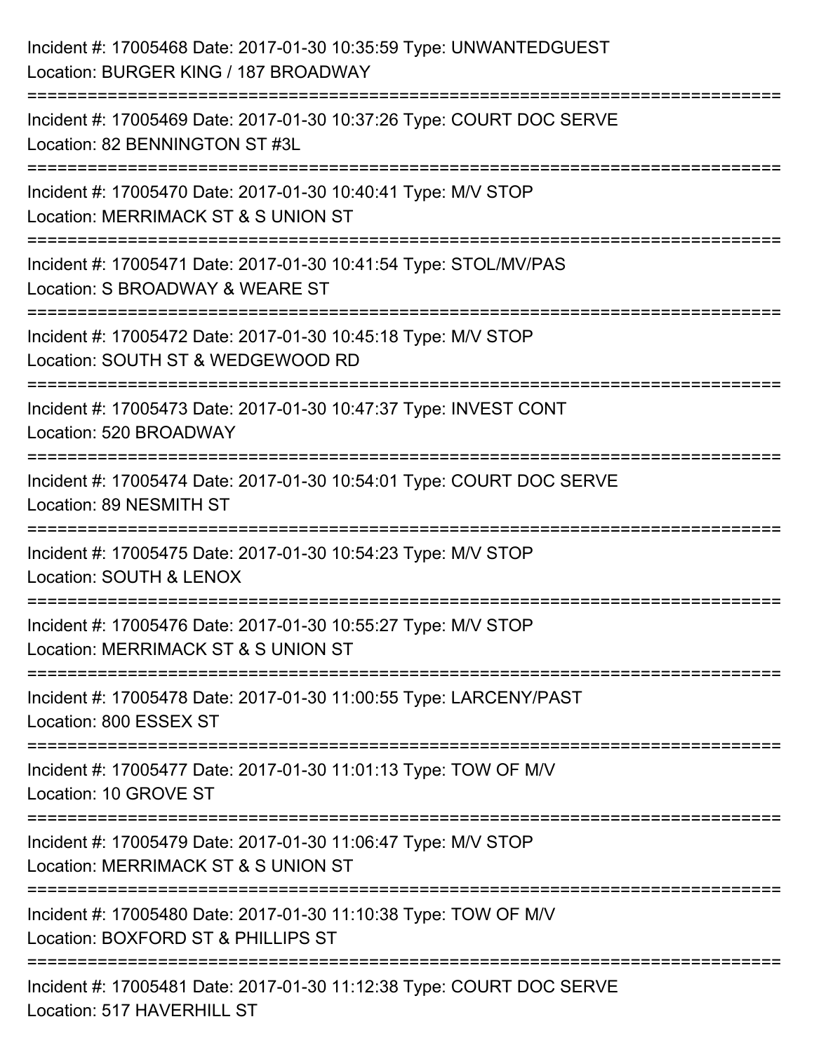Incident #: 17005468 Date: 2017-01-30 10:35:59 Type: UNWANTEDGUEST
Location: BURGER KING / 187 BROADWAY

===========================================================================

Incident #: 17005469 Date: 2017-01-30 10:37:26 Type: COURT DOC SERVE
Location: 82 BENNINGTON ST #3L

===========================================================================

Incident #: 17005470 Date: 2017-01-30 10:40:41 Type: M/V STOP
Location: MERRIMACK ST & S UNION ST

===========================================================================

Incident #: 17005471 Date: 2017-01-30 10:41:54 Type: STOL/MV/PAS
Location: S BROADWAY & WEARE ST

===========================================================================

Incident #: 17005472 Date: 2017-01-30 10:45:18 Type: M/V STOP
Location: SOUTH ST & WEDGEWOOD RD

===========================================================================

Incident #: 17005473 Date: 2017-01-30 10:47:37 Type: INVEST CONT
Location: 520 BROADWAY

===========================================================================

Incident #: 17005474 Date: 2017-01-30 10:54:01 Type: COURT DOC SERVE
Location: 89 NESMITH ST

===========================================================================

Incident #: 17005475 Date: 2017-01-30 10:54:23 Type: M/V STOP
Location: SOUTH & LENOX

===========================================================================

Incident #: 17005476 Date: 2017-01-30 10:55:27 Type: M/V STOP
Location: MERRIMACK ST & S UNION ST

===========================================================================

Incident #: 17005478 Date: 2017-01-30 11:00:55 Type: LARCENY/PAST
Location: 800 ESSEX ST

===========================================================================

Incident #: 17005477 Date: 2017-01-30 11:01:13 Type: TOW OF M/V
Location: 10 GROVE ST

===========================================================================

Incident #: 17005479 Date: 2017-01-30 11:06:47 Type: M/V STOP
Location: MERRIMACK ST & S UNION ST

===========================================================================

Incident #: 17005480 Date: 2017-01-30 11:10:38 Type: TOW OF M/V
Location: BOXFORD ST & PHILLIPS ST

===========================================================================

Incident #: 17005481 Date: 2017-01-30 11:12:38 Type: COURT DOC SERVE
Location: 517 HAVERHILL ST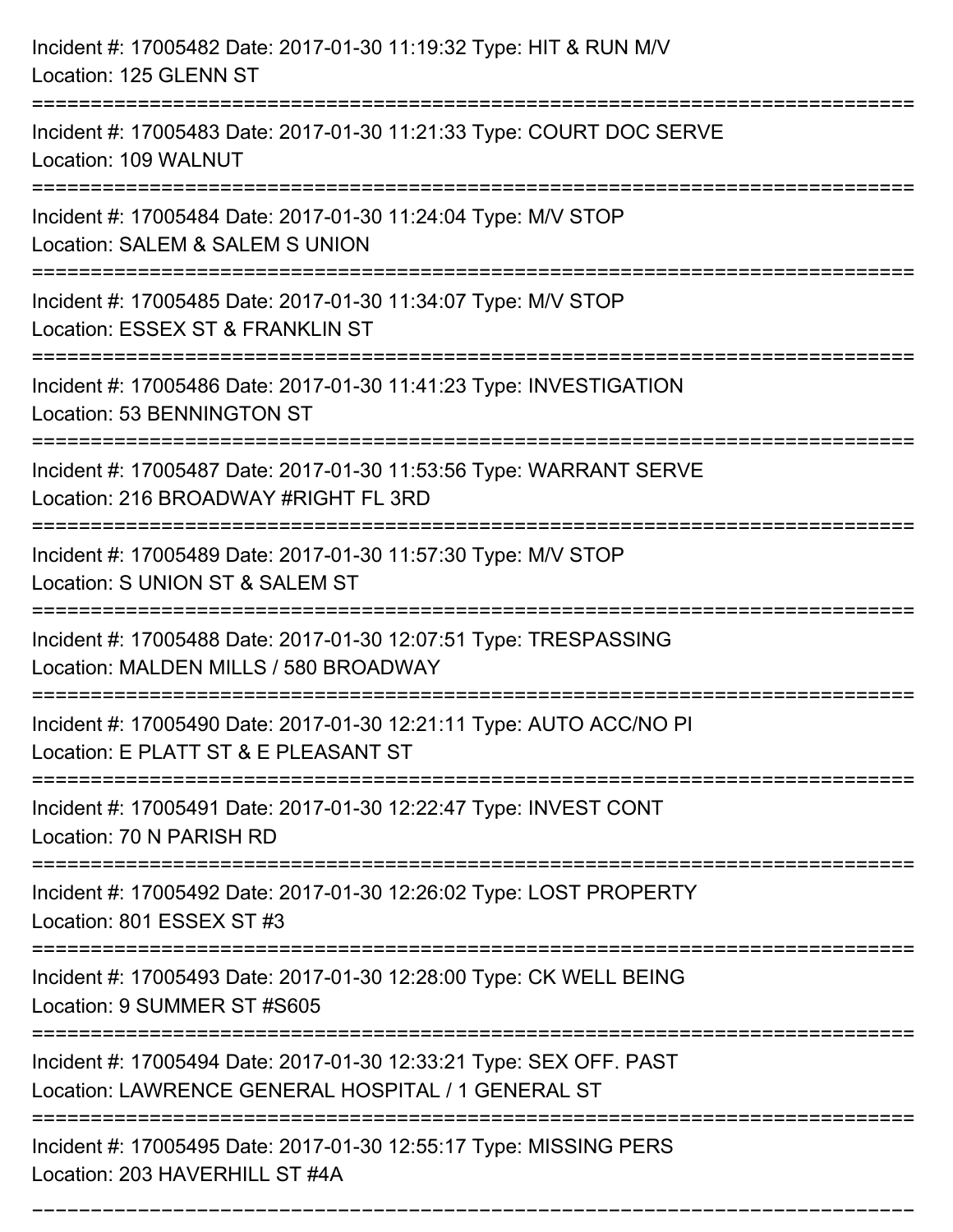Incident #: 17005482 Date: 2017-01-30 11:19:32 Type: HIT & RUN M/V
Location: 125 GLENN ST

===========================================================================

Incident #: 17005483 Date: 2017-01-30 11:21:33 Type: COURT DOC SERVE
Location: 109 WALNUT

===========================================================================

Incident #: 17005484 Date: 2017-01-30 11:24:04 Type: M/V STOP
Location: SALEM & SALEM S UNION

===========================================================================

Incident #: 17005485 Date: 2017-01-30 11:34:07 Type: M/V STOP
Location: ESSEX ST & FRANKLIN ST

===========================================================================

Incident #: 17005486 Date: 2017-01-30 11:41:23 Type: INVESTIGATION
Location: 53 BENNINGTON ST

===========================================================================

Incident #: 17005487 Date: 2017-01-30 11:53:56 Type: WARRANT SERVE
Location: 216 BROADWAY #RIGHT FL 3RD

===========================================================================

Incident #: 17005489 Date: 2017-01-30 11:57:30 Type: M/V STOP
Location: S UNION ST & SALEM ST

===========================================================================

Incident #: 17005488 Date: 2017-01-30 12:07:51 Type: TRESPASSING
Location: MALDEN MILLS / 580 BROADWAY

===========================================================================

Incident #: 17005490 Date: 2017-01-30 12:21:11 Type: AUTO ACC/NO PI
Location: E PLATT ST & E PLEASANT ST

===========================================================================

Incident #: 17005491 Date: 2017-01-30 12:22:47 Type: INVEST CONT
Location: 70 N PARISH RD

===========================================================================

Incident #: 17005492 Date: 2017-01-30 12:26:02 Type: LOST PROPERTY
Location: 801 ESSEX ST #3

===========================================================================

Incident #: 17005493 Date: 2017-01-30 12:28:00 Type: CK WELL BEING
Location: 9 SUMMER ST #S605

===========================================================================

Incident #: 17005494 Date: 2017-01-30 12:33:21 Type: SEX OFF. PAST
Location: LAWRENCE GENERAL HOSPITAL / 1 GENERAL ST

===========================================================================

Incident #: 17005495 Date: 2017-01-30 12:55:17 Type: MISSING PERS
Location: 203 HAVERHILL ST #4A

===========================================================================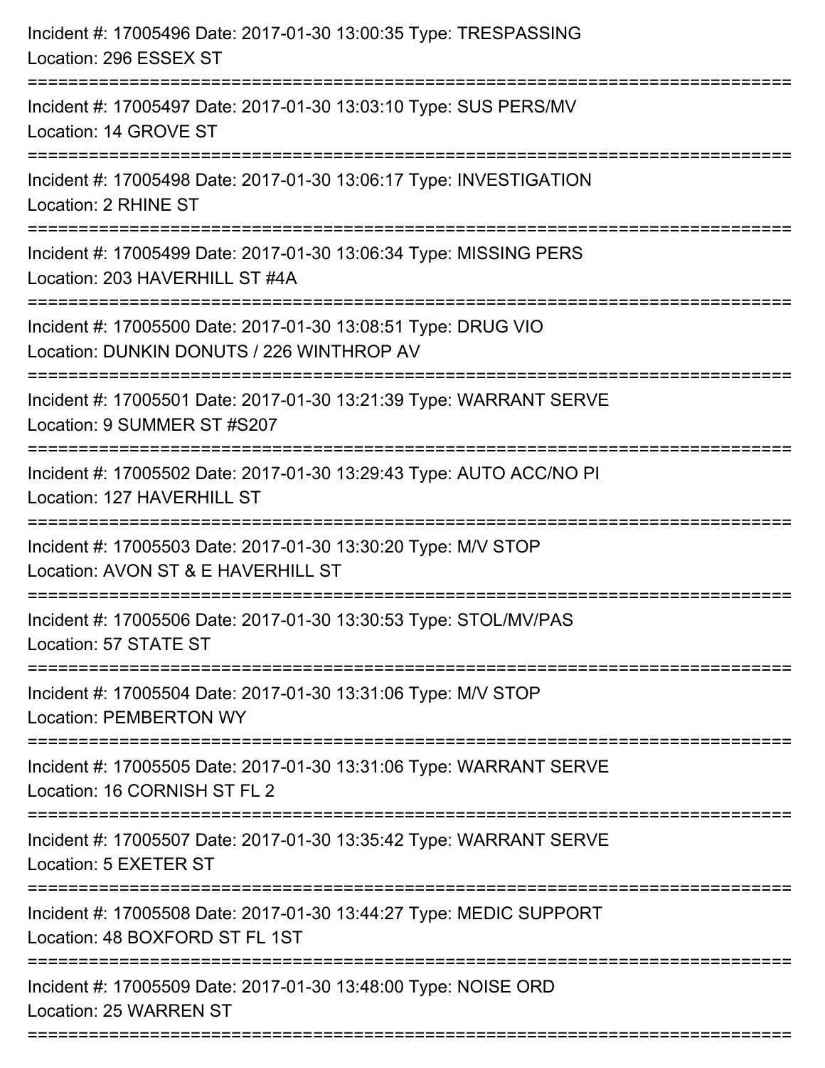Incident #: 17005496 Date: 2017-01-30 13:00:35 Type: TRESPASSING
Location: 296 ESSEX ST

===========================================================================

Incident #: 17005497 Date: 2017-01-30 13:03:10 Type: SUS PERS/MV
Location: 14 GROVE ST

===========================================================================

Incident #: 17005498 Date: 2017-01-30 13:06:17 Type: INVESTIGATION
Location: 2 RHINE ST

===========================================================================

Incident #: 17005499 Date: 2017-01-30 13:06:34 Type: MISSING PERS
Location: 203 HAVERHILL ST #4A

===========================================================================

Incident #: 17005500 Date: 2017-01-30 13:08:51 Type: DRUG VIO
Location: DUNKIN DONUTS / 226 WINTHROP AV

===========================================================================

Incident #: 17005501 Date: 2017-01-30 13:21:39 Type: WARRANT SERVE
Location: 9 SUMMER ST #S207

===========================================================================

Incident #: 17005502 Date: 2017-01-30 13:29:43 Type: AUTO ACC/NO PI
Location: 127 HAVERHILL ST

===========================================================================

Incident #: 17005503 Date: 2017-01-30 13:30:20 Type: M/V STOP
Location: AVON ST & E HAVERHILL ST

===========================================================================

Incident #: 17005506 Date: 2017-01-30 13:30:53 Type: STOL/MV/PAS
Location: 57 STATE ST

===========================================================================

Incident #: 17005504 Date: 2017-01-30 13:31:06 Type: M/V STOP
Location: PEMBERTON WY

===========================================================================

Incident #: 17005505 Date: 2017-01-30 13:31:06 Type: WARRANT SERVE
Location: 16 CORNISH ST FL 2

===========================================================================

Incident #: 17005507 Date: 2017-01-30 13:35:42 Type: WARRANT SERVE
Location: 5 EXETER ST

===========================================================================

Incident #: 17005508 Date: 2017-01-30 13:44:27 Type: MEDIC SUPPORT
Location: 48 BOXFORD ST FL 1ST

===========================================================================

Incident #: 17005509 Date: 2017-01-30 13:48:00 Type: NOISE ORD
Location: 25 WARREN ST

===========================================================================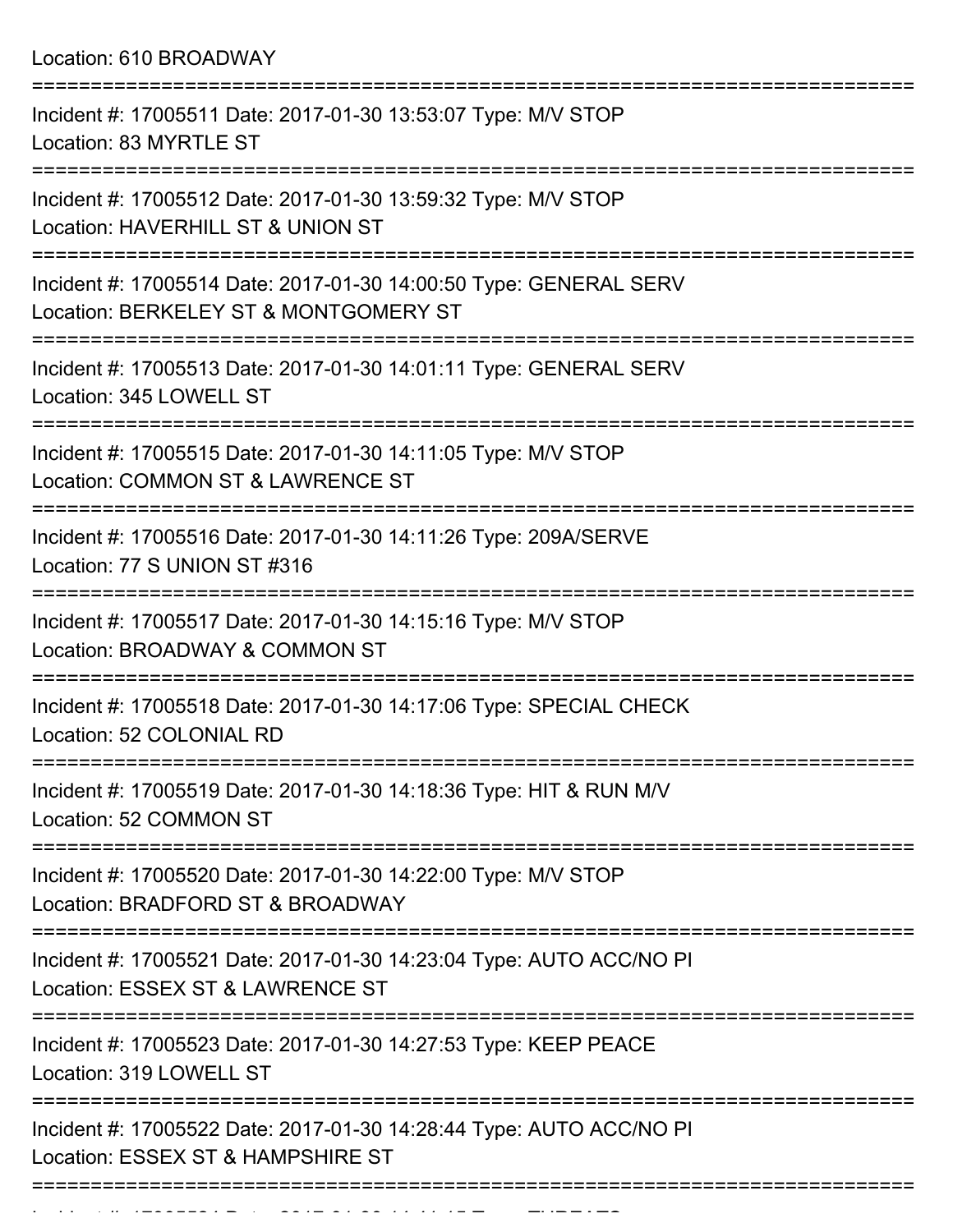Location: 610 BROADWAY

===========================================================================

Incident #: 17005511 Date: 2017-01-30 13:53:07 Type: M/V STOP
Location: 83 MYRTLE ST

===========================================================================

Incident #: 17005512 Date: 2017-01-30 13:59:32 Type: M/V STOP
Location: HAVERHILL ST & UNION ST

===========================================================================

Incident #: 17005514 Date: 2017-01-30 14:00:50 Type: GENERAL SERV
Location: BERKELEY ST & MONTGOMERY ST

===========================================================================

Incident #: 17005513 Date: 2017-01-30 14:01:11 Type: GENERAL SERV
Location: 345 LOWELL ST

===========================================================================

Incident #: 17005515 Date: 2017-01-30 14:11:05 Type: M/V STOP
Location: COMMON ST & LAWRENCE ST

===========================================================================

Incident #: 17005516 Date: 2017-01-30 14:11:26 Type: 209A/SERVE
Location: 77 S UNION ST #316

===========================================================================

Incident #: 17005517 Date: 2017-01-30 14:15:16 Type: M/V STOP
Location: BROADWAY & COMMON ST

===========================================================================

Incident #: 17005518 Date: 2017-01-30 14:17:06 Type: SPECIAL CHECK
Location: 52 COLONIAL RD

===========================================================================

Incident #: 17005519 Date: 2017-01-30 14:18:36 Type: HIT & RUN M/V
Location: 52 COMMON ST

===========================================================================

Incident #: 17005520 Date: 2017-01-30 14:22:00 Type: M/V STOP
Location: BRADFORD ST & BROADWAY

===========================================================================

Incident #: 17005521 Date: 2017-01-30 14:23:04 Type: AUTO ACC/NO PI
Location: ESSEX ST & LAWRENCE ST

===========================================================================

Incident #: 17005523 Date: 2017-01-30 14:27:53 Type: KEEP PEACE
Location: 319 LOWELL ST

===========================================================================

Incident #: 17005522 Date: 2017-01-30 14:28:44 Type: AUTO ACC/NO PI
Location: ESSEX ST & HAMPSHIRE ST

===========================================================================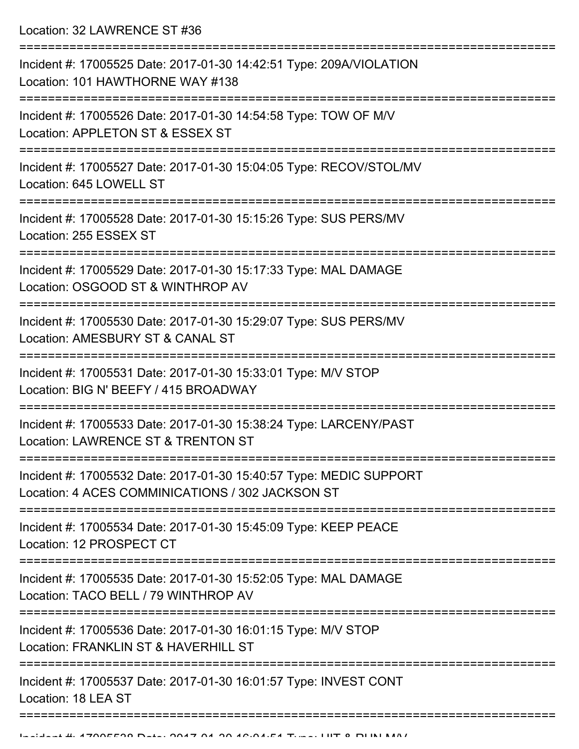Location: 32 LAWRENCE ST #36

===========================================================================

Incident #: 17005525 Date: 2017-01-30 14:42:51 Type: 209A/VIOLATION
Location: 101 HAWTHORNE WAY #138

===========================================================================

Incident #: 17005526 Date: 2017-01-30 14:54:58 Type: TOW OF M/V
Location: APPLETON ST & ESSEX ST

===========================================================================

Incident #: 17005527 Date: 2017-01-30 15:04:05 Type: RECOV/STOL/MV
Location: 645 LOWELL ST

===========================================================================

Incident #: 17005528 Date: 2017-01-30 15:15:26 Type: SUS PERS/MV
Location: 255 ESSEX ST

===========================================================================

Incident #: 17005529 Date: 2017-01-30 15:17:33 Type: MAL DAMAGE
Location: OSGOOD ST & WINTHROP AV

===========================================================================

Incident #: 17005530 Date: 2017-01-30 15:29:07 Type: SUS PERS/MV
Location: AMESBURY ST & CANAL ST

===========================================================================

Incident #: 17005531 Date: 2017-01-30 15:33:01 Type: M/V STOP
Location: BIG N' BEEFY / 415 BROADWAY

===========================================================================

Incident #: 17005533 Date: 2017-01-30 15:38:24 Type: LARCENY/PAST
Location: LAWRENCE ST & TRENTON ST

===========================================================================

Incident #: 17005532 Date: 2017-01-30 15:40:57 Type: MEDIC SUPPORT
Location: 4 ACES COMMINICATIONS / 302 JACKSON ST

===========================================================================

Incident #: 17005534 Date: 2017-01-30 15:45:09 Type: KEEP PEACE
Location: 12 PROSPECT CT

===========================================================================

Incident #: 17005535 Date: 2017-01-30 15:52:05 Type: MAL DAMAGE
Location: TACO BELL / 79 WINTHROP AV

===========================================================================

Incident #: 17005536 Date: 2017-01-30 16:01:15 Type: M/V STOP
Location: FRANKLIN ST & HAVERHILL ST

===========================================================================

Incident #: 17005537 Date: 2017-01-30 16:01:57 Type: INVEST CONT
Location: 18 LEA ST

===========================================================================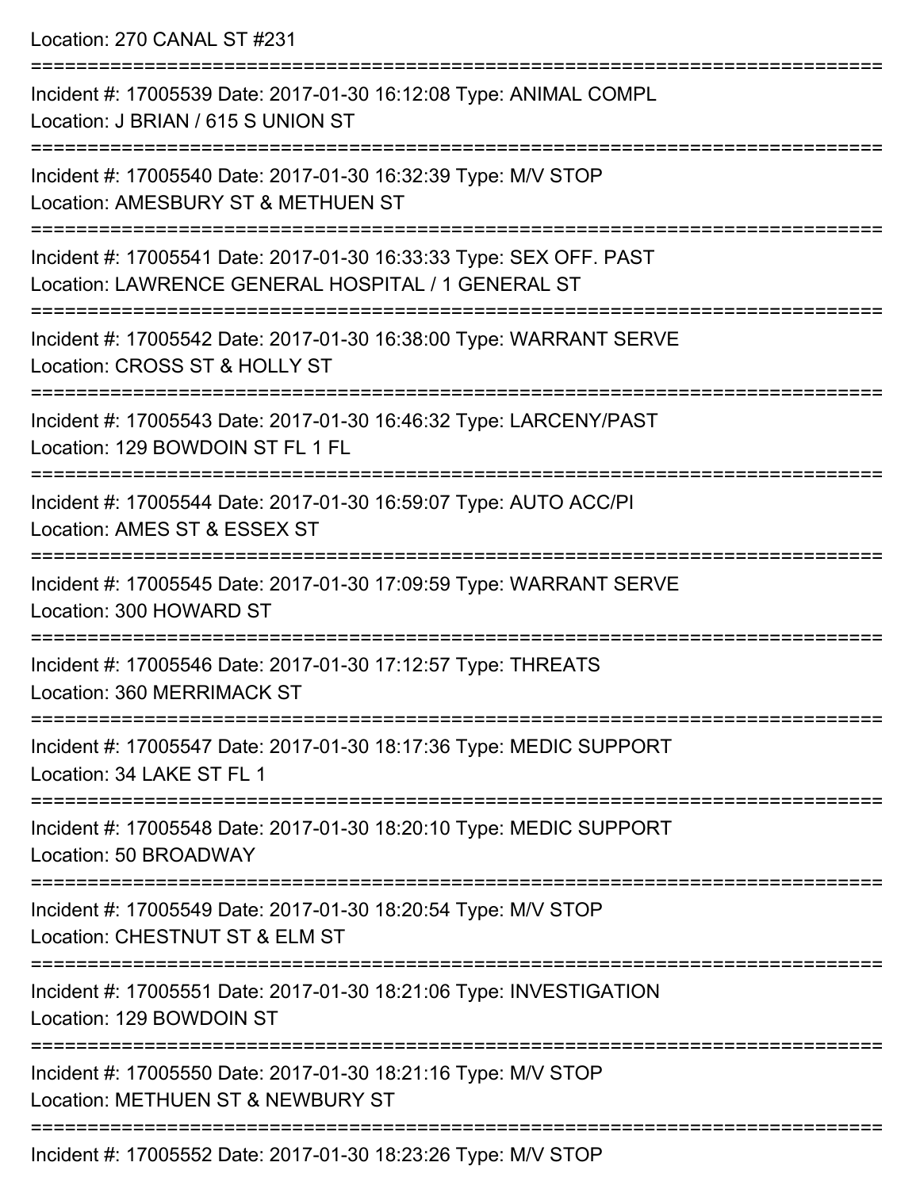Location: 270 CANAL ST #231

===========================================================================

Incident #: 17005539 Date: 2017-01-30 16:12:08 Type: ANIMAL COMPL
Location: J BRIAN / 615 S UNION ST

===========================================================================

Incident #: 17005540 Date: 2017-01-30 16:32:39 Type: M/V STOP
Location: AMESBURY ST & METHUEN ST

===========================================================================

Incident #: 17005541 Date: 2017-01-30 16:33:33 Type: SEX OFF. PAST
Location: LAWRENCE GENERAL HOSPITAL / 1 GENERAL ST

===========================================================================

Incident #: 17005542 Date: 2017-01-30 16:38:00 Type: WARRANT SERVE
Location: CROSS ST & HOLLY ST

===========================================================================

Incident #: 17005543 Date: 2017-01-30 16:46:32 Type: LARCENY/PAST
Location: 129 BOWDOIN ST FL 1 FL

===========================================================================

Incident #: 17005544 Date: 2017-01-30 16:59:07 Type: AUTO ACC/PI
Location: AMES ST & ESSEX ST

===========================================================================

Incident #: 17005545 Date: 2017-01-30 17:09:59 Type: WARRANT SERVE
Location: 300 HOWARD ST

===========================================================================

Incident #: 17005546 Date: 2017-01-30 17:12:57 Type: THREATS
Location: 360 MERRIMACK ST

===========================================================================

Incident #: 17005547 Date: 2017-01-30 18:17:36 Type: MEDIC SUPPORT
Location: 34 LAKE ST FL 1

===========================================================================

Incident #: 17005548 Date: 2017-01-30 18:20:10 Type: MEDIC SUPPORT
Location: 50 BROADWAY

===========================================================================

Incident #: 17005549 Date: 2017-01-30 18:20:54 Type: M/V STOP
Location: CHESTNUT ST & ELM ST

===========================================================================

Incident #: 17005551 Date: 2017-01-30 18:21:06 Type: INVESTIGATION
Location: 129 BOWDOIN ST

===========================================================================

Incident #: 17005550 Date: 2017-01-30 18:21:16 Type: M/V STOP
Location: METHUEN ST & NEWBURY ST

===========================================================================

Incident #: 17005552 Date: 2017-01-30 18:23:26 Type: M/V STOP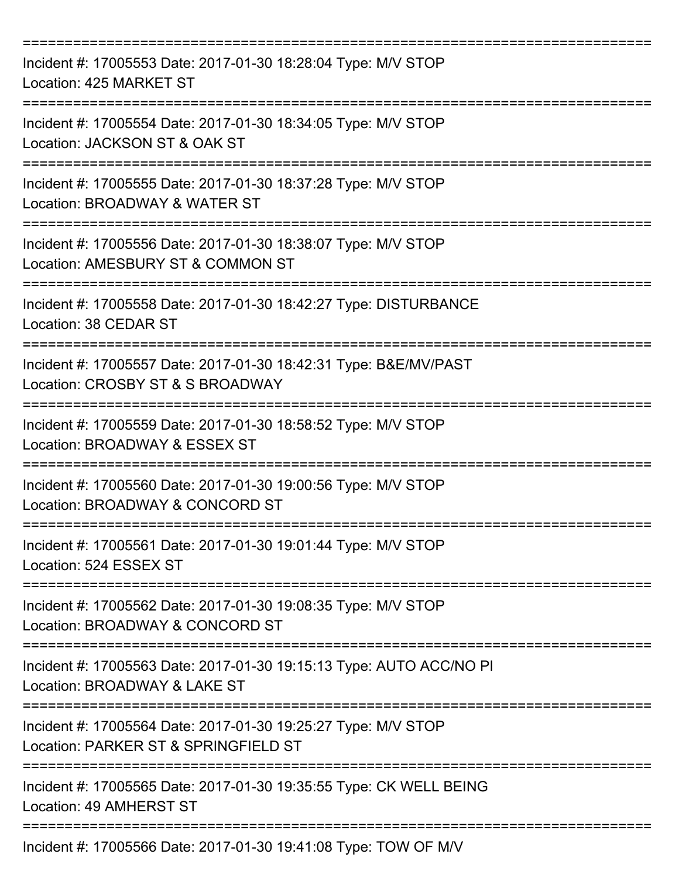===========================================================================

Incident #: 17005553 Date: 2017-01-30 18:28:04 Type: M/V STOP
Location: 425 MARKET ST

===========================================================================

Incident #: 17005554 Date: 2017-01-30 18:34:05 Type: M/V STOP
Location: JACKSON ST & OAK ST

===========================================================================

Incident #: 17005555 Date: 2017-01-30 18:37:28 Type: M/V STOP
Location: BROADWAY & WATER ST

===========================================================================

Incident #: 17005556 Date: 2017-01-30 18:38:07 Type: M/V STOP
Location: AMESBURY ST & COMMON ST

===========================================================================

Incident #: 17005558 Date: 2017-01-30 18:42:27 Type: DISTURBANCE
Location: 38 CEDAR ST

===========================================================================

Incident #: 17005557 Date: 2017-01-30 18:42:31 Type: B&E/MV/PAST
Location: CROSBY ST & S BROADWAY

===========================================================================

Incident #: 17005559 Date: 2017-01-30 18:58:52 Type: M/V STOP
Location: BROADWAY & ESSEX ST

===========================================================================

Incident #: 17005560 Date: 2017-01-30 19:00:56 Type: M/V STOP
Location: BROADWAY & CONCORD ST

===========================================================================

Incident #: 17005561 Date: 2017-01-30 19:01:44 Type: M/V STOP
Location: 524 ESSEX ST

===========================================================================

Incident #: 17005562 Date: 2017-01-30 19:08:35 Type: M/V STOP
Location: BROADWAY & CONCORD ST

===========================================================================

Incident #: 17005563 Date: 2017-01-30 19:15:13 Type: AUTO ACC/NO PI
Location: BROADWAY & LAKE ST

===========================================================================

Incident #: 17005564 Date: 2017-01-30 19:25:27 Type: M/V STOP
Location: PARKER ST & SPRINGFIELD ST

===========================================================================

Incident #: 17005565 Date: 2017-01-30 19:35:55 Type: CK WELL BEING
Location: 49 AMHERST ST

===========================================================================

Incident #: 17005566 Date: 2017-01-30 19:41:08 Type: TOW OF M/V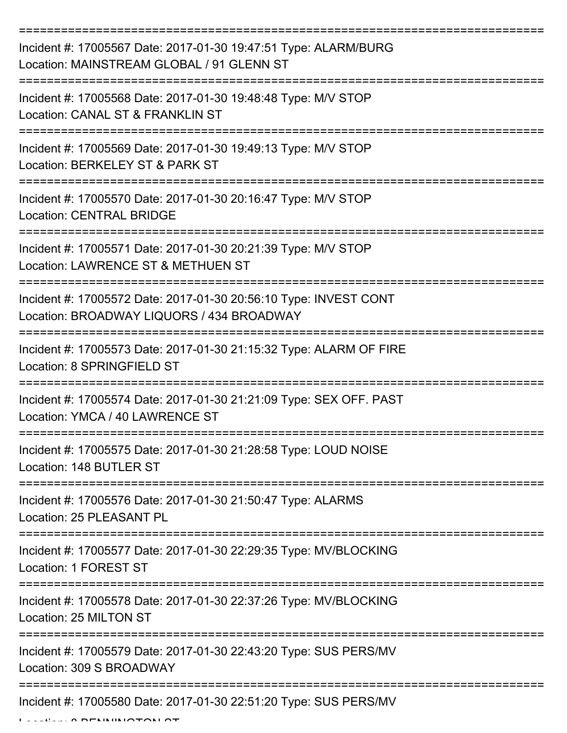===========================================================================

Incident #: 17005567 Date: 2017-01-30 19:47:51 Type: ALARM/BURG
Location: MAINSTREAM GLOBAL / 91 GLENN ST

===========================================================================

Incident #: 17005568 Date: 2017-01-30 19:48:48 Type: M/V STOP
Location: CANAL ST & FRANKLIN ST

===========================================================================

Incident #: 17005569 Date: 2017-01-30 19:49:13 Type: M/V STOP
Location: BERKELEY ST & PARK ST

===========================================================================

Incident #: 17005570 Date: 2017-01-30 20:16:47 Type: M/V STOP
Location: CENTRAL BRIDGE

===========================================================================

Incident #: 17005571 Date: 2017-01-30 20:21:39 Type: M/V STOP
Location: LAWRENCE ST & METHUEN ST

===========================================================================

Incident #: 17005572 Date: 2017-01-30 20:56:10 Type: INVEST CONT
Location: BROADWAY LIQUORS / 434 BROADWAY

===========================================================================

Incident #: 17005573 Date: 2017-01-30 21:15:32 Type: ALARM OF FIRE
Location: 8 SPRINGFIELD ST

===========================================================================

Incident #: 17005574 Date: 2017-01-30 21:21:09 Type: SEX OFF. PAST
Location: YMCA / 40 LAWRENCE ST

===========================================================================

Incident #: 17005575 Date: 2017-01-30 21:28:58 Type: LOUD NOISE
Location: 148 BUTLER ST

===========================================================================

Incident #: 17005576 Date: 2017-01-30 21:50:47 Type: ALARMS
Location: 25 PLEASANT PL

===========================================================================

Incident #: 17005577 Date: 2017-01-30 22:29:35 Type: MV/BLOCKING
Location: 1 FOREST ST

===========================================================================

Incident #: 17005578 Date: 2017-01-30 22:37:26 Type: MV/BLOCKING
Location: 25 MILTON ST

===========================================================================

Incident #: 17005579 Date: 2017-01-30 22:43:20 Type: SUS PERS/MV
Location: 309 S BROADWAY

===========================================================================

Incident #: 17005580 Date: 2017-01-30 22:51:20 Type: SUS PERS/MV
Location: 8 BENNINGTON ST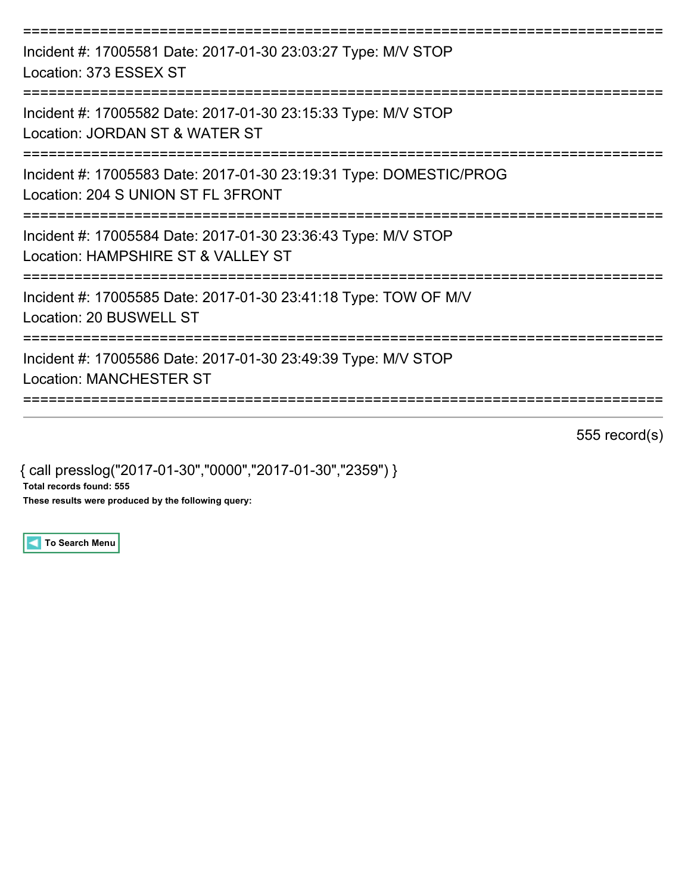===========================================================================

Incident #: 17005581 Date: 2017-01-30 23:03:27 Type: M/V STOP
Location: 373 ESSEX ST

===========================================================================

Incident #: 17005582 Date: 2017-01-30 23:15:33 Type: M/V STOP
Location: JORDAN ST & WATER ST

===========================================================================

Incident #: 17005583 Date: 2017-01-30 23:19:31 Type: DOMESTIC/PROG
Location: 204 S UNION ST FL 3FRONT

===========================================================================

Incident #: 17005584 Date: 2017-01-30 23:36:43 Type: M/V STOP
Location: HAMPSHIRE ST & VALLEY ST

===========================================================================

Incident #: 17005585 Date: 2017-01-30 23:41:18 Type: TOW OF M/V
Location: 20 BUSWELL ST

===========================================================================

Incident #: 17005586 Date: 2017-01-30 23:49:39 Type: M/V STOP
Location: MANCHESTER ST

===========================================================================

555 record(s)

{ call presslog("2017-01-30","0000","2017-01-30","2359") }

**Total records found: 555**

**These results were produced by the following query:**

To Search Menu